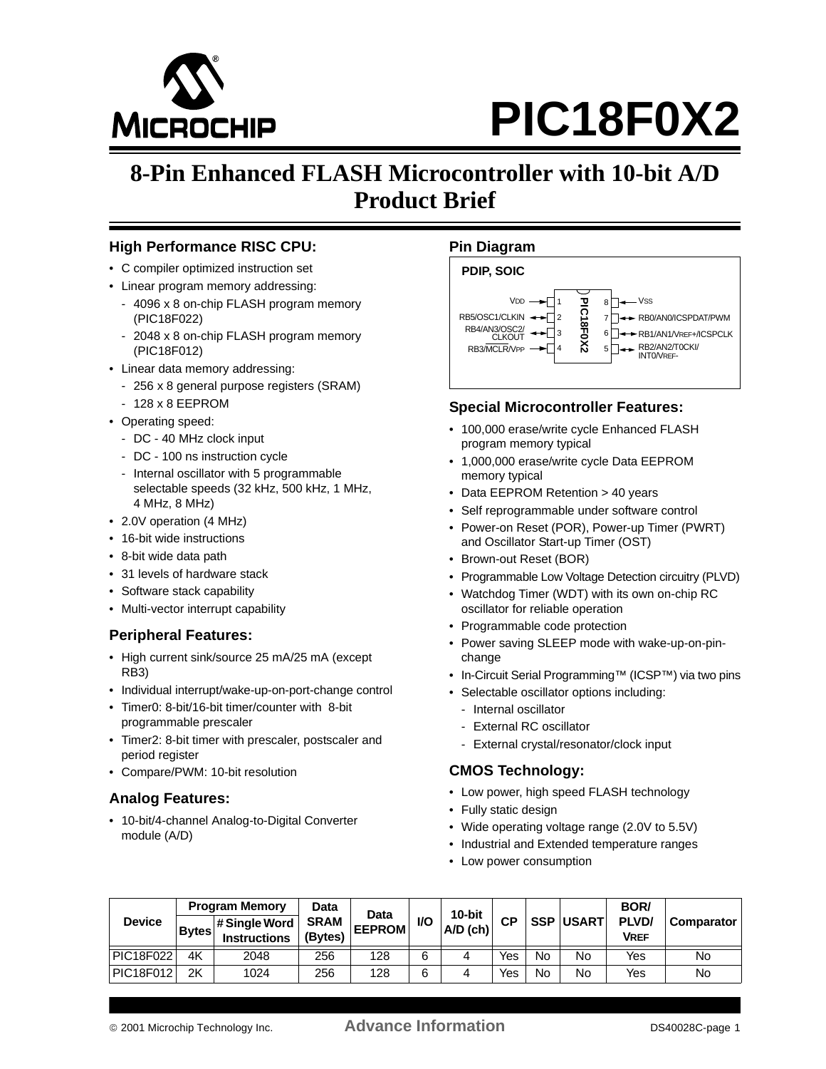# PIC18F0X2

## 8-Pin Enhanced FLASH Microcontroller with 10-bit A/D Product Brief

### High Performance RISC CPU:

- C compiler optimized instruction set
- Linear program memory addressing:
  - 4096 x 8 on-chip FLASH program memory (PIC18F022)
  - 2048 x 8 on-chip FLASH program memory (PIC18F012)
- Linear data memory addressing:
  - 256 x 8 general purpose registers (SRAM)
  - 128 x 8 EEPROM
- Operating speed:
  - DC - 40 MHz clock input
  - DC - 100 ns instruction cycle
  - Internal oscillator with 5 programmable selectable speeds (32 kHz, 500 kHz, 1 MHz, 4 MHz, 8 MHz)
- 2.0V operation (4 MHz)
- 16-bit wide instructions
- 8-bit wide data path
- 31 levels of hardware stack
- Software stack capability
- Multi-vector interrupt capability

### Peripheral Features:

- High current sink/source 25 mA/25 mA (except RB3)
- Individual interrupt/wake-up-on-port-change control
- Timer0: 8-bit/16-bit timer/counter with 8-bit programmable prescaler
- Timer2: 8-bit timer with prescaler, postscaler and period register
- Compare/PWM: 10-bit resolution

### Analog Features:

- 10-bit/4-channel Analog-to-Digital Converter module (A/D)

### Pin Diagram

**PDIP, SOIC**

| Pin | Function | | Pin | Function |
|---|---|---|---|---|
| 1 | VDD | | 8 | VSS |
| 2 | RB5/OSC1/CLKIN | | 7 | RB0/AN0/ICSPDAT/PWM |
| 3 | RB4/AN3/OSC2/CLKOUT | | 6 | RB1/AN1/VREF+/ICSPCLK |
| 4 | RB3/MCLR/VPP | | 5 | RB2/AN2/T0CKI/INT0/VREF- |

PIC18F0X2

### Special Microcontroller Features:

- 100,000 erase/write cycle Enhanced FLASH program memory typical
- 1,000,000 erase/write cycle Data EEPROM memory typical
- Data EEPROM Retention > 40 years
- Self reprogrammable under software control
- Power-on Reset (POR), Power-up Timer (PWRT) and Oscillator Start-up Timer (OST)
- Brown-out Reset (BOR)
- Programmable Low Voltage Detection circuitry (PLVD)
- Watchdog Timer (WDT) with its own on-chip RC oscillator for reliable operation
- Programmable code protection
- Power saving SLEEP mode with wake-up-on-pin-change
- In-Circuit Serial Programming™ (ICSP™) via two pins
- Selectable oscillator options including:
  - Internal oscillator
  - External RC oscillator
  - External crystal/resonator/clock input

### CMOS Technology:

- Low power, high speed FLASH technology
- Fully static design
- Wide operating voltage range (2.0V to 5.5V)
- Industrial and Extended temperature ranges
- Low power consumption

| Device | Program Memory | | Data SRAM (Bytes) | Data EEPROM | I/O | 10-bit A/D (ch) | CP | SSP | USART | BOR/ PLVD/ VREF | Comparator |
|---|---|---|---|---|---|---|---|---|---|---|---|
| | Bytes | # Single Word Instructions | | | | | | | | | |
| PIC18F022 | 4K | 2048 | 256 | 128 | 6 | 4 | Yes | No | No | Yes | No |
| PIC18F012 | 2K | 1024 | 256 | 128 | 6 | 4 | Yes | No | No | Yes | No |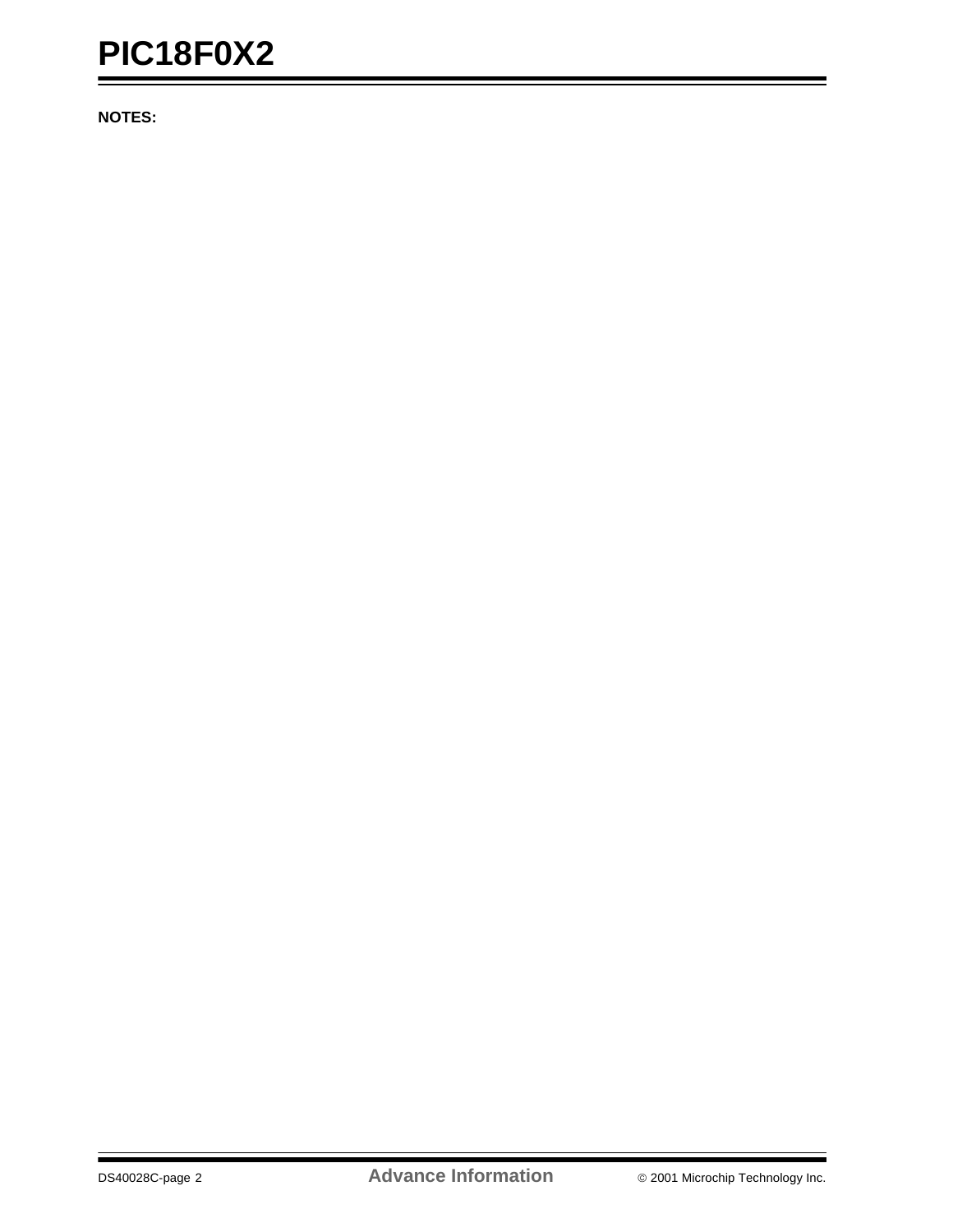**NOTES:**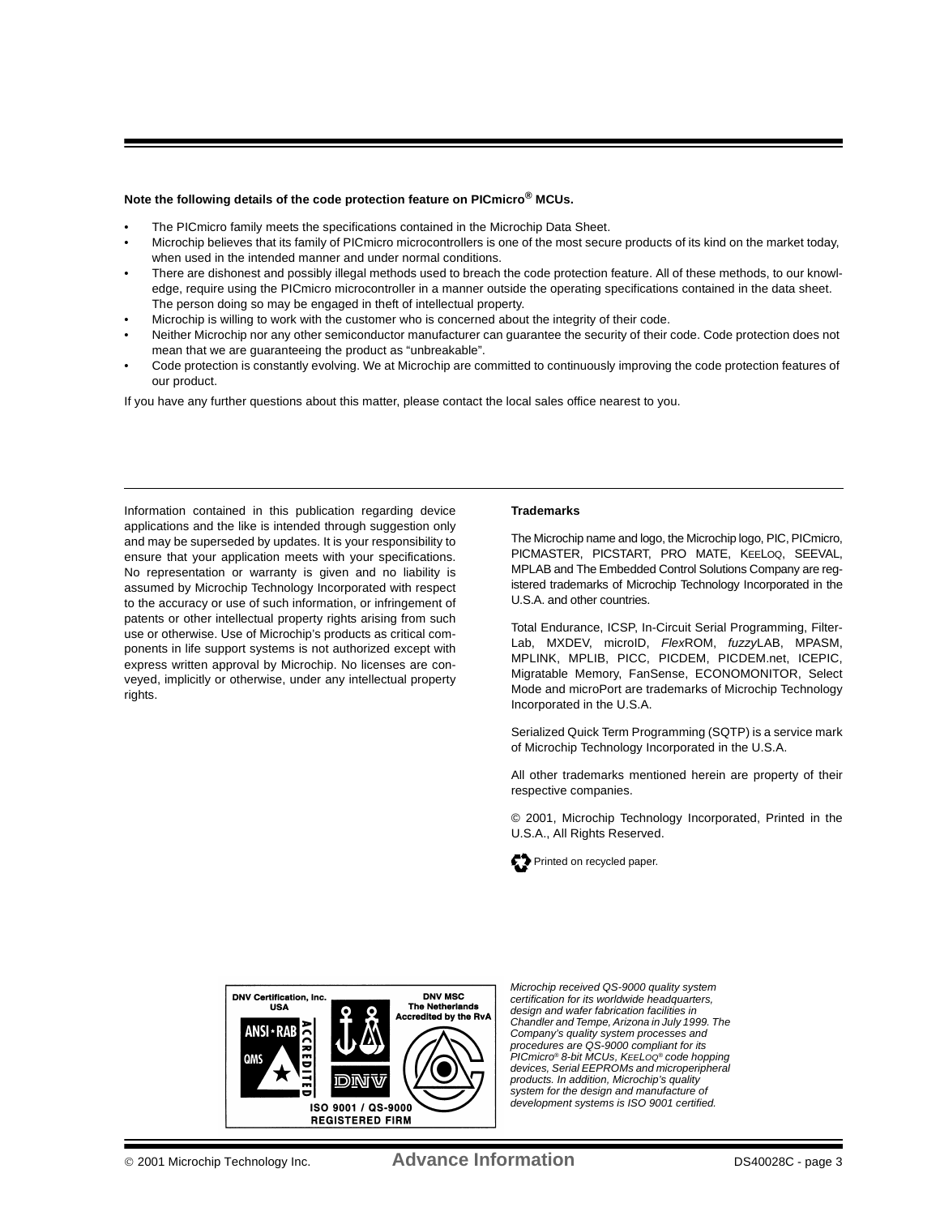**Note the following details of the code protection feature on PICmicro® MCUs.**

- The PICmicro family meets the specifications contained in the Microchip Data Sheet.
- Microchip believes that its family of PICmicro microcontrollers is one of the most secure products of its kind on the market today, when used in the intended manner and under normal conditions.
- There are dishonest and possibly illegal methods used to breach the code protection feature. All of these methods, to our knowledge, require using the PICmicro microcontroller in a manner outside the operating specifications contained in the data sheet. The person doing so may be engaged in theft of intellectual property.
- Microchip is willing to work with the customer who is concerned about the integrity of their code.
- Neither Microchip nor any other semiconductor manufacturer can guarantee the security of their code. Code protection does not mean that we are guaranteeing the product as “unbreakable”.
- Code protection is constantly evolving. We at Microchip are committed to continuously improving the code protection features of our product.

If you have any further questions about this matter, please contact the local sales office nearest to you.

Information contained in this publication regarding device applications and the like is intended through suggestion only and may be superseded by updates. It is your responsibility to ensure that your application meets with your specifications. No representation or warranty is given and no liability is assumed by Microchip Technology Incorporated with respect to the accuracy or use of such information, or infringement of patents or other intellectual property rights arising from such use or otherwise. Use of Microchip’s products as critical components in life support systems is not authorized except with express written approval by Microchip. No licenses are conveyed, implicitly or otherwise, under any intellectual property rights.

**Trademarks**

The Microchip name and logo, the Microchip logo, PIC, PICmicro, PICMASTER, PICSTART, PRO MATE, KEELOQ, SEEVAL, MPLAB and The Embedded Control Solutions Company are registered trademarks of Microchip Technology Incorporated in the U.S.A. and other countries.

Total Endurance, ICSP, In-Circuit Serial Programming, FilterLab, MXDEV, microID, *Flex*ROM, *fuzzy*LAB, MPASM, MPLINK, MPLIB, PICC, PICDEM, PICDEM.net, ICEPIC, Migratable Memory, FanSense, ECONOMONITOR, Select Mode and microPort are trademarks of Microchip Technology Incorporated in the U.S.A.

Serialized Quick Term Programming (SQTP) is a service mark of Microchip Technology Incorporated in the U.S.A.

All other trademarks mentioned herein are property of their respective companies.

© 2001, Microchip Technology Incorporated, Printed in the U.S.A., All Rights Reserved.

Printed on recycled paper.

DNV Certification, Inc. USA

ANSI • RAB QMS ACCREDITED

DNV

DNV MSC The Netherlands Accredited by the RvA

ISO 9001 / QS-9000 REGISTERED FIRM

*Microchip received QS-9000 quality system certification for its worldwide headquarters, design and wafer fabrication facilities in Chandler and Tempe, Arizona in July 1999. The Company’s quality system processes and procedures are QS-9000 compliant for its PICmicro® 8-bit MCUs, KEELOQ® code hopping devices, Serial EEPROMs and microperipheral products. In addition, Microchip’s quality system for the design and manufacture of development systems is ISO 9001 certified.*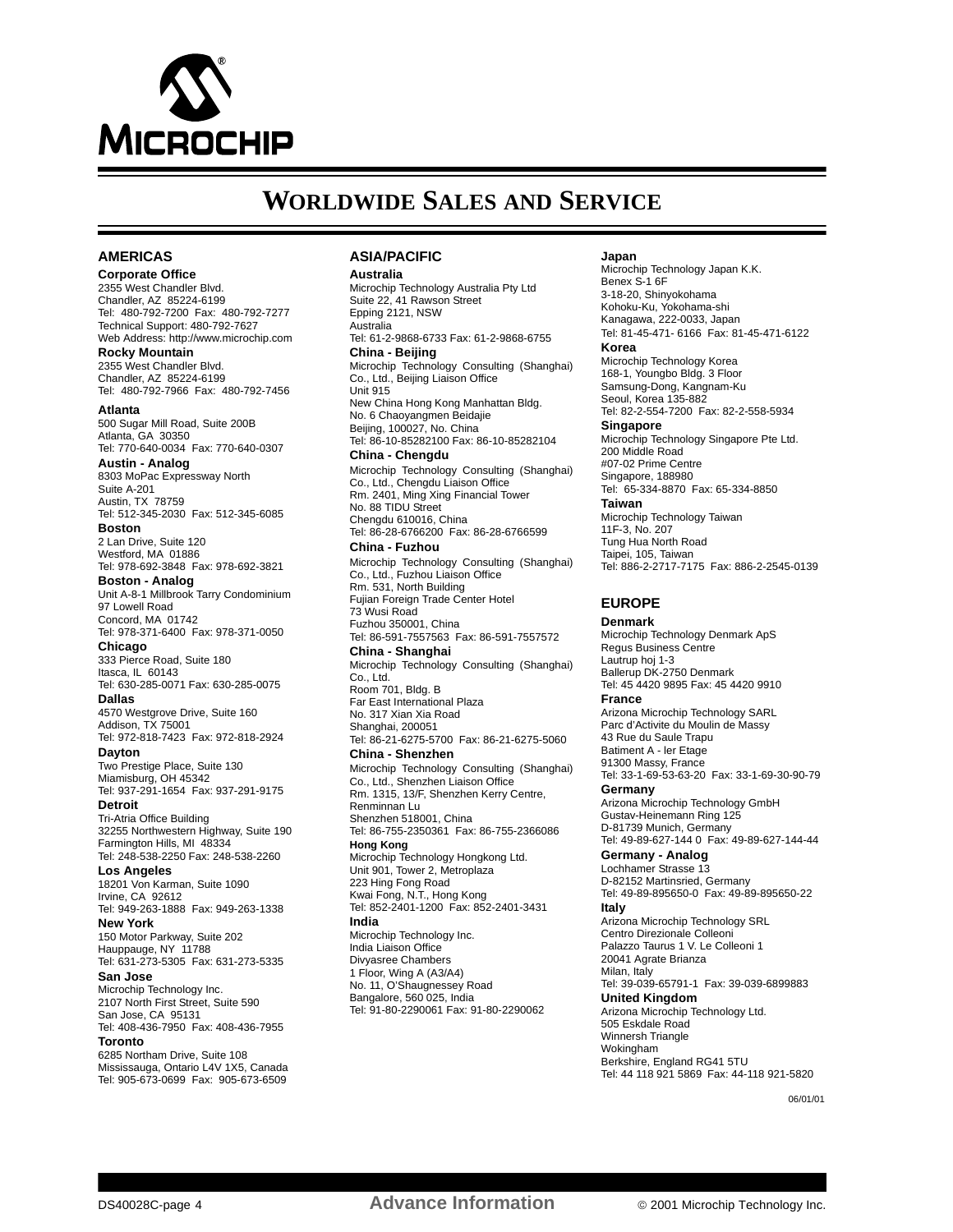# WORLDWIDE SALES AND SERVICE

## AMERICAS

**Corporate Office**
2355 West Chandler Blvd.
Chandler, AZ 85224-6199
Tel: 480-792-7200 Fax: 480-792-7277
Technical Support: 480-792-7627
Web Address: http://www.microchip.com

**Rocky Mountain**
2355 West Chandler Blvd.
Chandler, AZ 85224-6199
Tel: 480-792-7966 Fax: 480-792-7456

**Atlanta**
500 Sugar Mill Road, Suite 200B
Atlanta, GA 30350
Tel: 770-640-0034 Fax: 770-640-0307

**Austin - Analog**
8303 MoPac Expressway North
Suite A-201
Austin, TX 78759
Tel: 512-345-2030 Fax: 512-345-6085

**Boston**
2 Lan Drive, Suite 120
Westford, MA 01886
Tel: 978-692-3848 Fax: 978-692-3821

**Boston - Analog**
Unit A-8-1 Millbrook Tarry Condominium
97 Lowell Road
Concord, MA 01742
Tel: 978-371-6400 Fax: 978-371-0050

**Chicago**
333 Pierce Road, Suite 180
Itasca, IL 60143
Tel: 630-285-0071 Fax: 630-285-0075

**Dallas**
4570 Westgrove Drive, Suite 160
Addison, TX 75001
Tel: 972-818-7423 Fax: 972-818-2924

**Dayton**
Two Prestige Place, Suite 130
Miamisburg, OH 45342
Tel: 937-291-1654 Fax: 937-291-9175

**Detroit**
Tri-Atria Office Building
32255 Northwestern Highway, Suite 190
Farmington Hills, MI 48334
Tel: 248-538-2250 Fax: 248-538-2260

**Los Angeles**
18201 Von Karman, Suite 1090
Irvine, CA 92612
Tel: 949-263-1888 Fax: 949-263-1338

**New York**
150 Motor Parkway, Suite 202
Hauppauge, NY 11788
Tel: 631-273-5305 Fax: 631-273-5335

**San Jose**
Microchip Technology Inc.
2107 North First Street, Suite 590
San Jose, CA 95131
Tel: 408-436-7950 Fax: 408-436-7955

**Toronto**
6285 Northam Drive, Suite 108
Mississauga, Ontario L4V 1X5, Canada
Tel: 905-673-0699 Fax: 905-673-6509

## ASIA/PACIFIC

**Australia**
Microchip Technology Australia Pty Ltd
Suite 22, 41 Rawson Street
Epping 2121, NSW
Australia
Tel: 61-2-9868-6733 Fax: 61-2-9868-6755

**China - Beijing**
Microchip Technology Consulting (Shanghai) Co., Ltd., Beijing Liaison Office
Unit 915
New China Hong Kong Manhattan Bldg.
No. 6 Chaoyangmen Beidajie
Beijing, 100027, No. China
Tel: 86-10-85282100 Fax: 86-10-85282104

**China - Chengdu**
Microchip Technology Consulting (Shanghai) Co., Ltd., Chengdu Liaison Office
Rm. 2401, Ming Xing Financial Tower
No. 88 TIDU Street
Chengdu 610016, China
Tel: 86-28-6766200 Fax: 86-28-6766599

**China - Fuzhou**
Microchip Technology Consulting (Shanghai) Co., Ltd., Fuzhou Liaison Office
Rm. 531, North Building
Fujian Foreign Trade Center Hotel
73 Wusi Road
Fuzhou 350001, China
Tel: 86-591-7557563 Fax: 86-591-7557572

**China - Shanghai**
Microchip Technology Consulting (Shanghai) Co., Ltd.
Room 701, Bldg. B
Far East International Plaza
No. 317 Xian Xia Road
Shanghai, 200051
Tel: 86-21-6275-5700 Fax: 86-21-6275-5060

**China - Shenzhen**
Microchip Technology Consulting (Shanghai) Co., Ltd., Shenzhen Liaison Office
Rm. 1315, 13/F, Shenzhen Kerry Centre,
Renminnan Lu
Shenzhen 518001, China
Tel: 86-755-2350361 Fax: 86-755-2366086

**Hong Kong**
Microchip Technology Hongkong Ltd.
Unit 901, Tower 2, Metroplaza
223 Hing Fong Road
Kwai Fong, N.T., Hong Kong
Tel: 852-2401-1200 Fax: 852-2401-3431

**India**
Microchip Technology Inc.
India Liaison Office
Divyasree Chambers
1 Floor, Wing A (A3/A4)
No. 11, O'Shaugnessey Road
Bangalore, 560 025, India
Tel: 91-80-2290061 Fax: 91-80-2290062

**Japan**
Microchip Technology Japan K.K.
Benex S-1 6F
3-18-20, Shinyokohama
Kohoku-Ku, Yokohama-shi
Kanagawa, 222-0033, Japan
Tel: 81-45-471- 6166 Fax: 81-45-471-6122

**Korea**
Microchip Technology Korea
168-1, Youngbo Bldg. 3 Floor
Samsung-Dong, Kangnam-Ku
Seoul, Korea 135-882
Tel: 82-2-554-7200 Fax: 82-2-558-5934

**Singapore**
Microchip Technology Singapore Pte Ltd.
200 Middle Road
#07-02 Prime Centre
Singapore, 188980
Tel: 65-334-8870 Fax: 65-334-8850

**Taiwan**
Microchip Technology Taiwan
11F-3, No. 207
Tung Hua North Road
Taipei, 105, Taiwan
Tel: 886-2-2717-7175 Fax: 886-2-2545-0139

## EUROPE

**Denmark**
Microchip Technology Denmark ApS
Regus Business Centre
Lautrup hoj 1-3
Ballerup DK-2750 Denmark
Tel: 45 4420 9895 Fax: 45 4420 9910

**France**
Arizona Microchip Technology SARL
Parc d'Activite du Moulin de Massy
43 Rue du Saule Trapu
Batiment A - ler Etage
91300 Massy, France
Tel: 33-1-69-53-63-20 Fax: 33-1-69-30-90-79

**Germany**
Arizona Microchip Technology GmbH
Gustav-Heinemann Ring 125
D-81739 Munich, Germany
Tel: 49-89-627-144 0 Fax: 49-89-627-144-44

**Germany - Analog**
Lochhamer Strasse 13
D-82152 Martinsried, Germany
Tel: 49-89-895650-0 Fax: 49-89-895650-22

**Italy**
Arizona Microchip Technology SRL
Centro Direzionale Colleoni
Palazzo Taurus 1 V. Le Colleoni 1
20041 Agrate Brianza
Milan, Italy
Tel: 39-039-65791-1 Fax: 39-039-6899883

**United Kingdom**
Arizona Microchip Technology Ltd.
505 Eskdale Road
Winnersh Triangle
Wokingham
Berkshire, England RG41 5TU
Tel: 44 118 921 5869 Fax: 44-118 921-5820

06/01/01